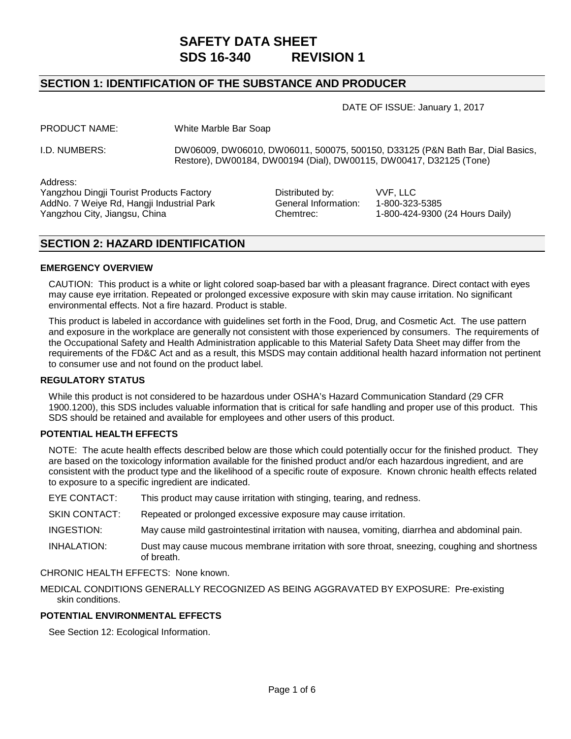# SAFETY DATA SHEET
# SDS 16-340 REVISION 1

## SECTION 1: IDENTIFICATION OF THE SUBSTANCE AND PRODUCER

DATE OF ISSUE: January 1, 2017

PRODUCT NAME: White Marble Bar Soap

I.D. NUMBERS: DW06009, DW06010, DW06011, 500075, 500150, D33125 (P&N Bath Bar, Dial Basics, Restore), DW00184, DW00194 (Dial), DW00115, DW00417, D32125 (Tone)

Address:
Yangzhou Dingji Tourist Products Factory
AddNo. 7 Weiye Rd, Hangji Industrial Park
Yangzhou City, Jiangsu, China

Distributed by: VVF, LLC
General Information: 1-800-323-5385
Chemtrec: 1-800-424-9300 (24 Hours Daily)

## SECTION 2: HAZARD IDENTIFICATION

### EMERGENCY OVERVIEW

CAUTION: This product is a white or light colored soap-based bar with a pleasant fragrance. Direct contact with eyes may cause eye irritation. Repeated or prolonged excessive exposure with skin may cause irritation. No significant environmental effects. Not a fire hazard. Product is stable.

This product is labeled in accordance with guidelines set forth in the Food, Drug, and Cosmetic Act. The use pattern and exposure in the workplace are generally not consistent with those experienced by consumers. The requirements of the Occupational Safety and Health Administration applicable to this Material Safety Data Sheet may differ from the requirements of the FD&C Act and as a result, this MSDS may contain additional health hazard information not pertinent to consumer use and not found on the product label.

### REGULATORY STATUS

While this product is not considered to be hazardous under OSHA's Hazard Communication Standard (29 CFR 1900.1200), this SDS includes valuable information that is critical for safe handling and proper use of this product. This SDS should be retained and available for employees and other users of this product.

### POTENTIAL HEALTH EFFECTS

NOTE: The acute health effects described below are those which could potentially occur for the finished product. They are based on the toxicology information available for the finished product and/or each hazardous ingredient, and are consistent with the product type and the likelihood of a specific route of exposure. Known chronic health effects related to exposure to a specific ingredient are indicated.

EYE CONTACT: This product may cause irritation with stinging, tearing, and redness.

SKIN CONTACT: Repeated or prolonged excessive exposure may cause irritation.

INGESTION: May cause mild gastrointestinal irritation with nausea, vomiting, diarrhea and abdominal pain.

INHALATION: Dust may cause mucous membrane irritation with sore throat, sneezing, coughing and shortness of breath.

CHRONIC HEALTH EFFECTS: None known.

MEDICAL CONDITIONS GENERALLY RECOGNIZED AS BEING AGGRAVATED BY EXPOSURE: Pre-existing skin conditions.

### POTENTIAL ENVIRONMENTAL EFFECTS

See Section 12: Ecological Information.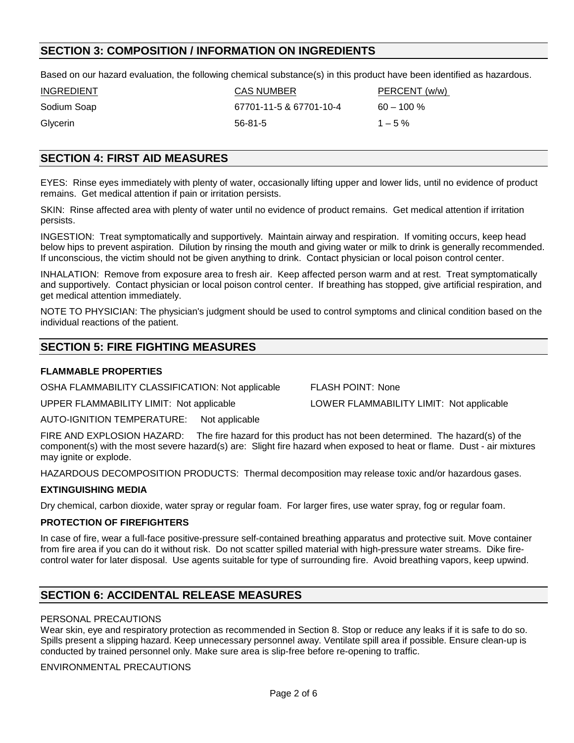## SECTION 3: COMPOSITION / INFORMATION ON INGREDIENTS

Based on our hazard evaluation, the following chemical substance(s) in this product have been identified as hazardous.

| INGREDIENT | CAS NUMBER | PERCENT (w/w) |
|---|---|---|
| Sodium Soap | 67701-11-5 & 67701-10-4 | 60 – 100 % |
| Glycerin | 56-81-5 | 1 – 5 % |

## SECTION 4: FIRST AID MEASURES

EYES: Rinse eyes immediately with plenty of water, occasionally lifting upper and lower lids, until no evidence of product remains. Get medical attention if pain or irritation persists.

SKIN: Rinse affected area with plenty of water until no evidence of product remains. Get medical attention if irritation persists.

INGESTION: Treat symptomatically and supportively. Maintain airway and respiration. If vomiting occurs, keep head below hips to prevent aspiration. Dilution by rinsing the mouth and giving water or milk to drink is generally recommended. If unconscious, the victim should not be given anything to drink. Contact physician or local poison control center.

INHALATION: Remove from exposure area to fresh air. Keep affected person warm and at rest. Treat symptomatically and supportively. Contact physician or local poison control center. If breathing has stopped, give artificial respiration, and get medical attention immediately.

NOTE TO PHYSICIAN: The physician's judgment should be used to control symptoms and clinical condition based on the individual reactions of the patient.

## SECTION 5: FIRE FIGHTING MEASURES

### FLAMMABLE PROPERTIES

OSHA FLAMMABILITY CLASSIFICATION: Not applicable

FLASH POINT: None

UPPER FLAMMABILITY LIMIT: Not applicable

LOWER FLAMMABILITY LIMIT: Not applicable

AUTO-IGNITION TEMPERATURE: Not applicable

FIRE AND EXPLOSION HAZARD: The fire hazard for this product has not been determined. The hazard(s) of the component(s) with the most severe hazard(s) are: Slight fire hazard when exposed to heat or flame. Dust - air mixtures may ignite or explode.

HAZARDOUS DECOMPOSITION PRODUCTS: Thermal decomposition may release toxic and/or hazardous gases.

### EXTINGUISHING MEDIA

Dry chemical, carbon dioxide, water spray or regular foam. For larger fires, use water spray, fog or regular foam.

### PROTECTION OF FIREFIGHTERS

In case of fire, wear a full-face positive-pressure self-contained breathing apparatus and protective suit. Move container from fire area if you can do it without risk. Do not scatter spilled material with high-pressure water streams. Dike fire-control water for later disposal. Use agents suitable for type of surrounding fire. Avoid breathing vapors, keep upwind.

## SECTION 6: ACCIDENTAL RELEASE MEASURES

PERSONAL PRECAUTIONS

Wear skin, eye and respiratory protection as recommended in Section 8. Stop or reduce any leaks if it is safe to do so. Spills present a slipping hazard. Keep unnecessary personnel away. Ventilate spill area if possible. Ensure clean-up is conducted by trained personnel only. Make sure area is slip-free before re-opening to traffic.

ENVIRONMENTAL PRECAUTIONS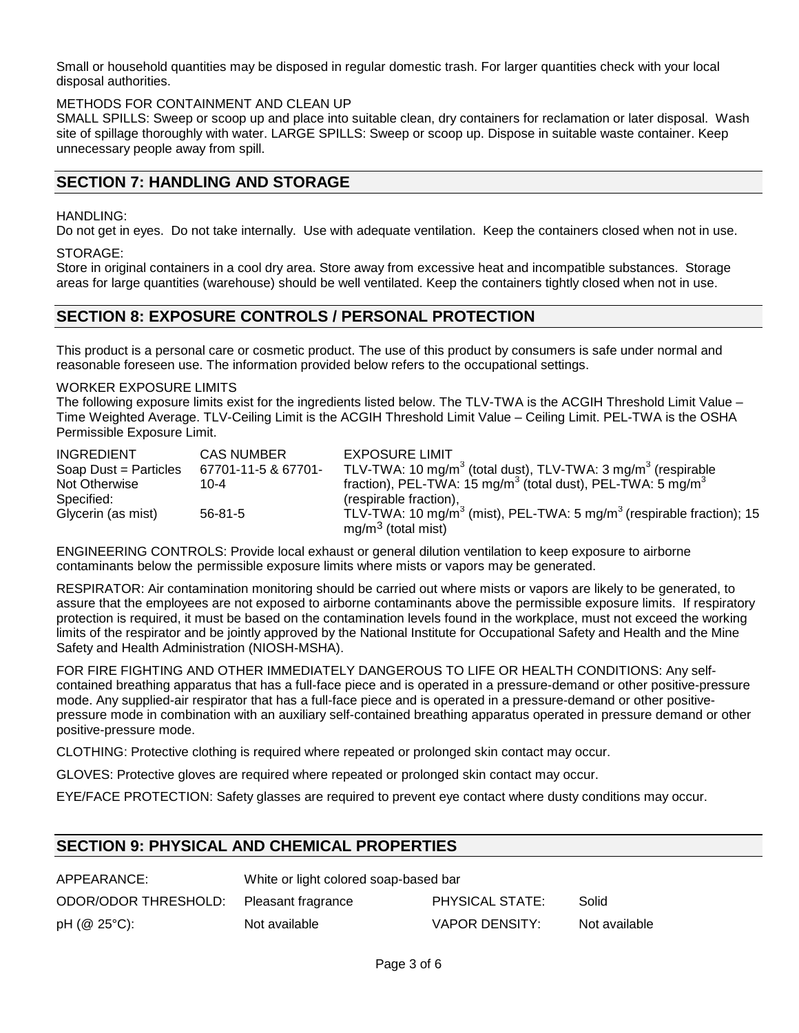Small or household quantities may be disposed in regular domestic trash. For larger quantities check with your local disposal authorities.

METHODS FOR CONTAINMENT AND CLEAN UP

SMALL SPILLS: Sweep or scoop up and place into suitable clean, dry containers for reclamation or later disposal. Wash site of spillage thoroughly with water. LARGE SPILLS: Sweep or scoop up. Dispose in suitable waste container. Keep unnecessary people away from spill.

## SECTION 7: HANDLING AND STORAGE

HANDLING:

Do not get in eyes. Do not take internally. Use with adequate ventilation. Keep the containers closed when not in use.

STORAGE:

Store in original containers in a cool dry area. Store away from excessive heat and incompatible substances. Storage areas for large quantities (warehouse) should be well ventilated. Keep the containers tightly closed when not in use.

## SECTION 8: EXPOSURE CONTROLS / PERSONAL PROTECTION

This product is a personal care or cosmetic product. The use of this product by consumers is safe under normal and reasonable foreseen use. The information provided below refers to the occupational settings.

WORKER EXPOSURE LIMITS

The following exposure limits exist for the ingredients listed below. The TLV-TWA is the ACGIH Threshold Limit Value – Time Weighted Average. TLV-Ceiling Limit is the ACGIH Threshold Limit Value – Ceiling Limit. PEL-TWA is the OSHA Permissible Exposure Limit.

| INGREDIENT | CAS NUMBER | EXPOSURE LIMIT |
|---|---|---|
| Soap Dust = Particles Not Otherwise Specified: | 67701-11-5 & 67701-10-4 | TLV-TWA: 10 $mg/m^3$ (total dust), TLV-TWA: 3 $mg/m^3$ (respirable fraction), PEL-TWA: 15 $mg/m^3$ (total dust), PEL-TWA: 5 $mg/m^3$ (respirable fraction), |
| Glycerin (as mist) | 56-81-5 | TLV-TWA: 10 $mg/m^3$ (mist), PEL-TWA: 5 $mg/m^3$ (respirable fraction); 15 $mg/m^3$ (total mist) |

ENGINEERING CONTROLS: Provide local exhaust or general dilution ventilation to keep exposure to airborne contaminants below the permissible exposure limits where mists or vapors may be generated.

RESPIRATOR: Air contamination monitoring should be carried out where mists or vapors are likely to be generated, to assure that the employees are not exposed to airborne contaminants above the permissible exposure limits. If respiratory protection is required, it must be based on the contamination levels found in the workplace, must not exceed the working limits of the respirator and be jointly approved by the National Institute for Occupational Safety and Health and the Mine Safety and Health Administration (NIOSH-MSHA).

FOR FIRE FIGHTING AND OTHER IMMEDIATELY DANGEROUS TO LIFE OR HEALTH CONDITIONS: Any self-contained breathing apparatus that has a full-face piece and is operated in a pressure-demand or other positive-pressure mode. Any supplied-air respirator that has a full-face piece and is operated in a pressure-demand or other positive-pressure mode in combination with an auxiliary self-contained breathing apparatus operated in pressure demand or other positive-pressure mode.

CLOTHING: Protective clothing is required where repeated or prolonged skin contact may occur.

GLOVES: Protective gloves are required where repeated or prolonged skin contact may occur.

EYE/FACE PROTECTION: Safety glasses are required to prevent eye contact where dusty conditions may occur.

## SECTION 9: PHYSICAL AND CHEMICAL PROPERTIES

| | | | |
|---|---|---|---|
| APPEARANCE: | White or light colored soap-based bar | | |
| ODOR/ODOR THRESHOLD: | Pleasant fragrance | PHYSICAL STATE: | Solid |
| pH (@ 25°C): | Not available | VAPOR DENSITY: | Not available |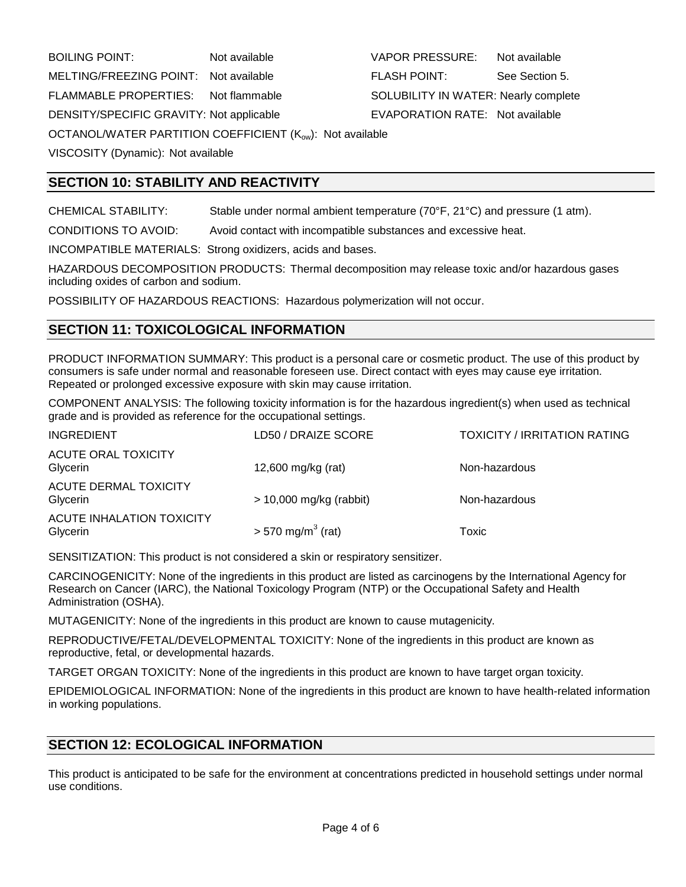BOILING POINT: Not available

VAPOR PRESSURE: Not available

MELTING/FREEZING POINT: Not available

FLASH POINT: See Section 5.

FLAMMABLE PROPERTIES: Not flammable

SOLUBILITY IN WATER: Nearly complete

DENSITY/SPECIFIC GRAVITY: Not applicable

EVAPORATION RATE: Not available

OCTANOL/WATER PARTITION COEFFICIENT ($K_{ow}$): Not available

VISCOSITY (Dynamic): Not available

## SECTION 10: STABILITY AND REACTIVITY

CHEMICAL STABILITY: Stable under normal ambient temperature (70°F, 21°C) and pressure (1 atm).

CONDITIONS TO AVOID: Avoid contact with incompatible substances and excessive heat.

INCOMPATIBLE MATERIALS: Strong oxidizers, acids and bases.

HAZARDOUS DECOMPOSITION PRODUCTS: Thermal decomposition may release toxic and/or hazardous gases including oxides of carbon and sodium.

POSSIBILITY OF HAZARDOUS REACTIONS: Hazardous polymerization will not occur.

## SECTION 11: TOXICOLOGICAL INFORMATION

PRODUCT INFORMATION SUMMARY: This product is a personal care or cosmetic product. The use of this product by consumers is safe under normal and reasonable foreseen use. Direct contact with eyes may cause eye irritation. Repeated or prolonged excessive exposure with skin may cause irritation.

COMPONENT ANALYSIS: The following toxicity information is for the hazardous ingredient(s) when used as technical grade and is provided as reference for the occupational settings.

| INGREDIENT | LD50 / DRAIZE SCORE | TOXICITY / IRRITATION RATING |
|---|---|---|
| ACUTE ORAL TOXICITY<br>Glycerin | 12,600 mg/kg (rat) | Non-hazardous |
| ACUTE DERMAL TOXICITY<br>Glycerin | > 10,000 mg/kg (rabbit) | Non-hazardous |
| ACUTE INHALATION TOXICITY<br>Glycerin | > 570 mg/m$^3$ (rat) | Toxic |

SENSITIZATION: This product is not considered a skin or respiratory sensitizer.

CARCINOGENICITY: None of the ingredients in this product are listed as carcinogens by the International Agency for Research on Cancer (IARC), the National Toxicology Program (NTP) or the Occupational Safety and Health Administration (OSHA).

MUTAGENICITY: None of the ingredients in this product are known to cause mutagenicity.

REPRODUCTIVE/FETAL/DEVELOPMENTAL TOXICITY: None of the ingredients in this product are known as reproductive, fetal, or developmental hazards.

TARGET ORGAN TOXICITY: None of the ingredients in this product are known to have target organ toxicity.

EPIDEMIOLOGICAL INFORMATION: None of the ingredients in this product are known to have health-related information in working populations.

## SECTION 12: ECOLOGICAL INFORMATION

This product is anticipated to be safe for the environment at concentrations predicted in household settings under normal use conditions.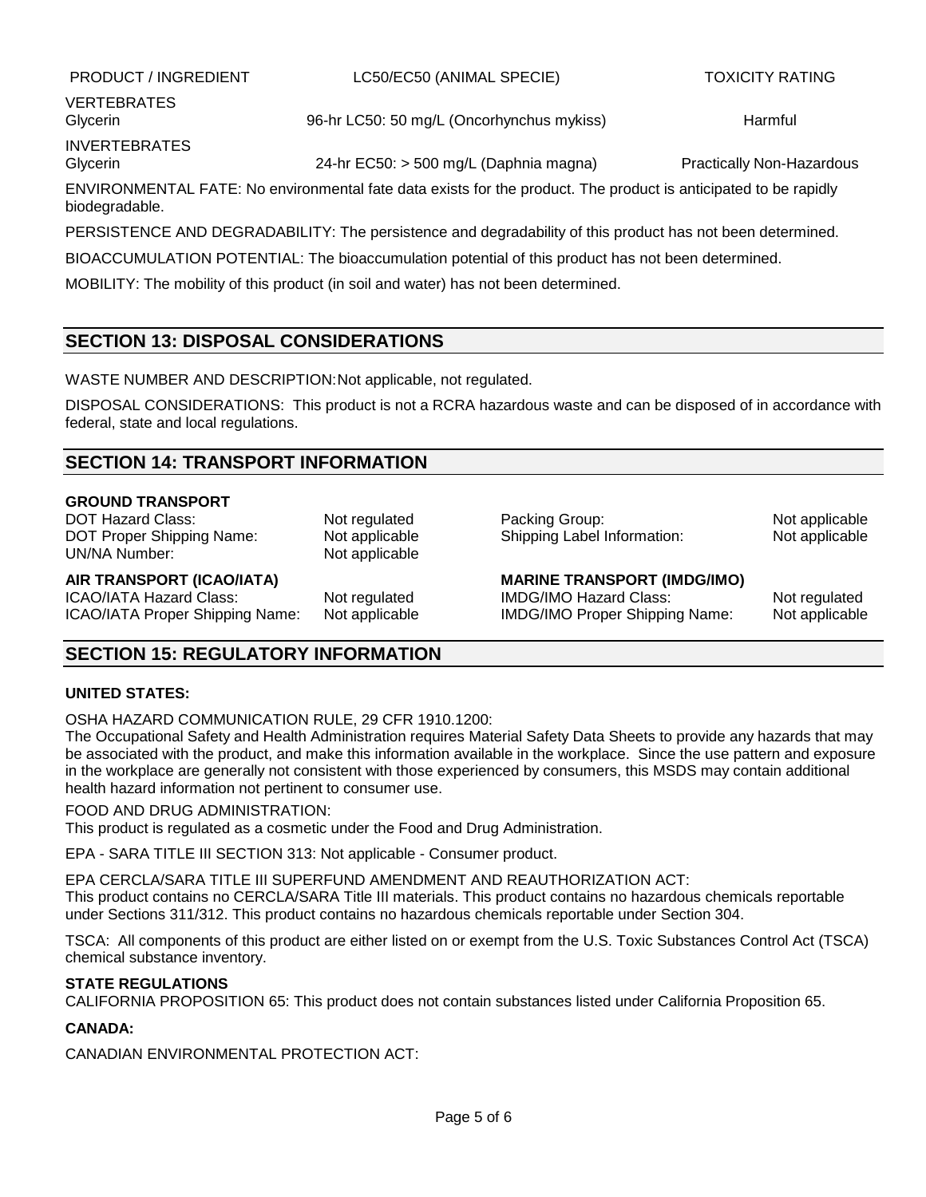| PRODUCT / INGREDIENT | LC50/EC50 (ANIMAL SPECIE) | TOXICITY RATING |
|---|---|---|
| VERTEBRATES | | |
| Glycerin | 96-hr LC50: 50 mg/L (Oncorhynchus mykiss) | Harmful |
| INVERTEBRATES | | |
| Glycerin | 24-hr EC50: > 500 mg/L (Daphnia magna) | Practically Non-Hazardous |

ENVIRONMENTAL FATE: No environmental fate data exists for the product. The product is anticipated to be rapidly biodegradable.

PERSISTENCE AND DEGRADABILITY: The persistence and degradability of this product has not been determined.

BIOACCUMULATION POTENTIAL: The bioaccumulation potential of this product has not been determined.

MOBILITY: The mobility of this product (in soil and water) has not been determined.

## SECTION 13: DISPOSAL CONSIDERATIONS

WASTE NUMBER AND DESCRIPTION: Not applicable, not regulated.

DISPOSAL CONSIDERATIONS: This product is not a RCRA hazardous waste and can be disposed of in accordance with federal, state and local regulations.

## SECTION 14: TRANSPORT INFORMATION

**GROUND TRANSPORT**

| | | | |
|---|---|---|---|
| DOT Hazard Class: | Not regulated | Packing Group: | Not applicable |
| DOT Proper Shipping Name: | Not applicable | Shipping Label Information: | Not applicable |
| UN/NA Number: | Not applicable | | |

| **AIR TRANSPORT (ICAO/IATA)** | | **MARINE TRANSPORT (IMDG/IMO)** | |
|---|---|---|---|
| ICAO/IATA Hazard Class: | Not regulated | IMDG/IMO Hazard Class: | Not regulated |
| ICAO/IATA Proper Shipping Name: | Not applicable | IMDG/IMO Proper Shipping Name: | Not applicable |

## SECTION 15: REGULATORY INFORMATION

**UNITED STATES:**

OSHA HAZARD COMMUNICATION RULE, 29 CFR 1910.1200:
The Occupational Safety and Health Administration requires Material Safety Data Sheets to provide any hazards that may be associated with the product, and make this information available in the workplace. Since the use pattern and exposure in the workplace are generally not consistent with those experienced by consumers, this MSDS may contain additional health hazard information not pertinent to consumer use.

FOOD AND DRUG ADMINISTRATION:
This product is regulated as a cosmetic under the Food and Drug Administration.

EPA - SARA TITLE III SECTION 313: Not applicable - Consumer product.

EPA CERCLA/SARA TITLE III SUPERFUND AMENDMENT AND REAUTHORIZATION ACT:
This product contains no CERCLA/SARA Title III materials. This product contains no hazardous chemicals reportable under Sections 311/312. This product contains no hazardous chemicals reportable under Section 304.

TSCA: All components of this product are either listed on or exempt from the U.S. Toxic Substances Control Act (TSCA) chemical substance inventory.

**STATE REGULATIONS**
CALIFORNIA PROPOSITION 65: This product does not contain substances listed under California Proposition 65.

**CANADA:**

CANADIAN ENVIRONMENTAL PROTECTION ACT: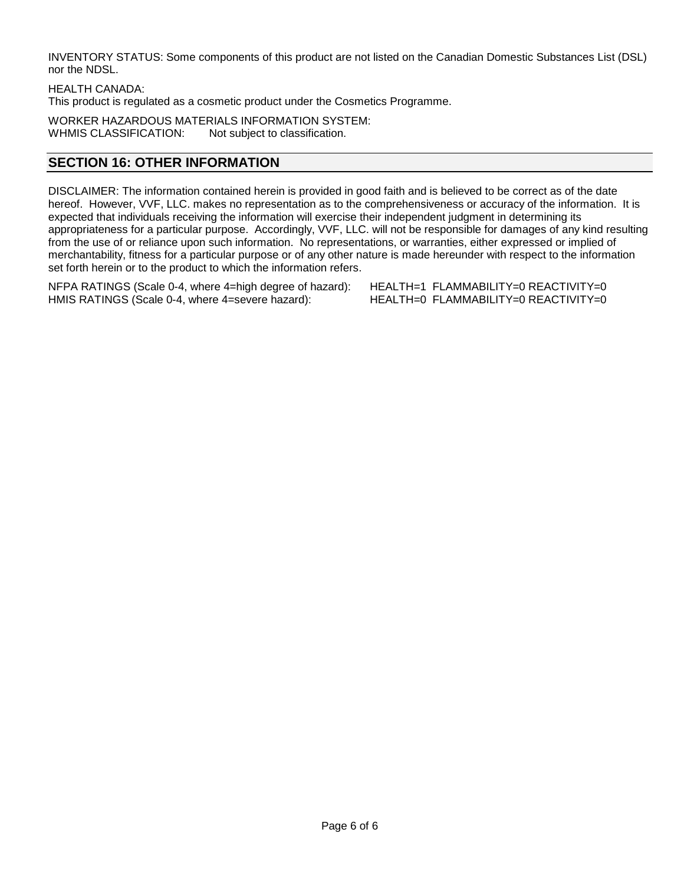INVENTORY STATUS: Some components of this product are not listed on the Canadian Domestic Substances List (DSL) nor the NDSL.

HEALTH CANADA:
This product is regulated as a cosmetic product under the Cosmetics Programme.

WORKER HAZARDOUS MATERIALS INFORMATION SYSTEM:
WHMIS CLASSIFICATION: Not subject to classification.

## SECTION 16: OTHER INFORMATION

DISCLAIMER: The information contained herein is provided in good faith and is believed to be correct as of the date hereof. However, VVF, LLC. makes no representation as to the comprehensiveness or accuracy of the information. It is expected that individuals receiving the information will exercise their independent judgment in determining its appropriateness for a particular purpose. Accordingly, VVF, LLC. will not be responsible for damages of any kind resulting from the use of or reliance upon such information. No representations, or warranties, either expressed or implied of merchantability, fitness for a particular purpose or of any other nature is made hereunder with respect to the information set forth herein or to the product to which the information refers.

NFPA RATINGS (Scale 0-4, where 4=high degree of hazard): HEALTH=1 FLAMMABILITY=0 REACTIVITY=0
HMIS RATINGS (Scale 0-4, where 4=severe hazard): HEALTH=0 FLAMMABILITY=0 REACTIVITY=0